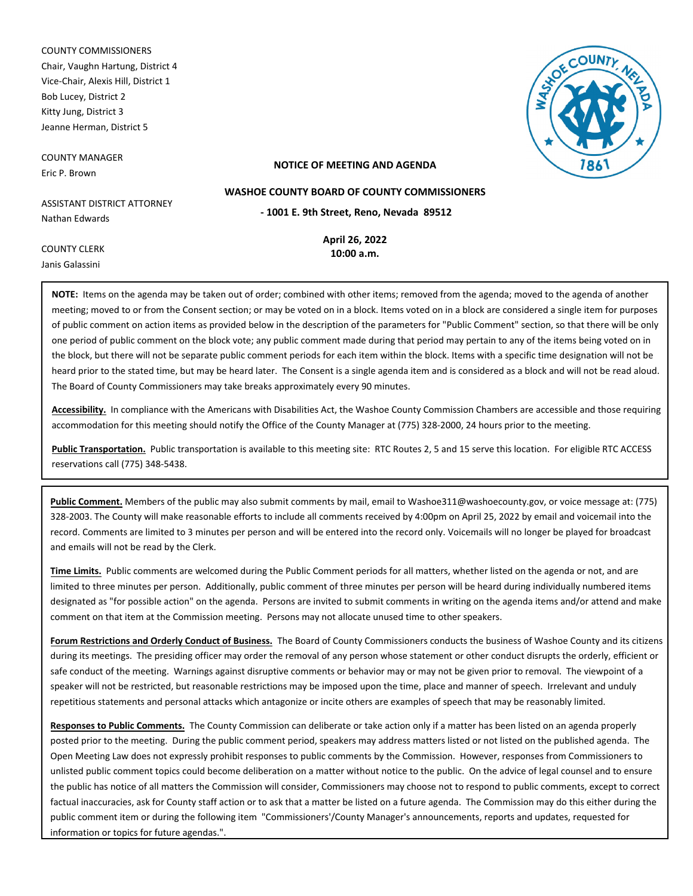COUNTY COMMISSIONERS
Chair, Vaughn Hartung, District 4
Vice-Chair, Alexis Hill, District 1
Bob Lucey, District 2
Kitty Jung, District 3
Jeanne Herman, District 5

COUNTY MANAGER
Eric P. Brown

ASSISTANT DISTRICT ATTORNEY
Nathan Edwards

COUNTY CLERK
Janis Galassini

**NOTICE OF MEETING AND AGENDA**

**WASHOE COUNTY BOARD OF COUNTY COMMISSIONERS**

**- 1001 E. 9th Street, Reno, Nevada 89512**

**April 26, 2022**
**10:00 a.m.**

**NOTE:** Items on the agenda may be taken out of order; combined with other items; removed from the agenda; moved to the agenda of another meeting; moved to or from the Consent section; or may be voted on in a block. Items voted on in a block are considered a single item for purposes of public comment on action items as provided below in the description of the parameters for "Public Comment" section, so that there will be only one period of public comment on the block vote; any public comment made during that period may pertain to any of the items being voted on in the block, but there will not be separate public comment periods for each item within the block. Items with a specific time designation will not be heard prior to the stated time, but may be heard later. The Consent is a single agenda item and is considered as a block and will not be read aloud. The Board of County Commissioners may take breaks approximately every 90 minutes.

**Accessibility.** In compliance with the Americans with Disabilities Act, the Washoe County Commission Chambers are accessible and those requiring accommodation for this meeting should notify the Office of the County Manager at (775) 328-2000, 24 hours prior to the meeting.

**Public Transportation.** Public transportation is available to this meeting site: RTC Routes 2, 5 and 15 serve this location. For eligible RTC ACCESS reservations call (775) 348-5438.

**Public Comment.** Members of the public may also submit comments by mail, email to Washoe311@washoecounty.gov, or voice message at: (775) 328-2003. The County will make reasonable efforts to include all comments received by 4:00pm on April 25, 2022 by email and voicemail into the record. Comments are limited to 3 minutes per person and will be entered into the record only. Voicemails will no longer be played for broadcast and emails will not be read by the Clerk.

**Time Limits.** Public comments are welcomed during the Public Comment periods for all matters, whether listed on the agenda or not, and are limited to three minutes per person. Additionally, public comment of three minutes per person will be heard during individually numbered items designated as "for possible action" on the agenda. Persons are invited to submit comments in writing on the agenda items and/or attend and make comment on that item at the Commission meeting. Persons may not allocate unused time to other speakers.

**Forum Restrictions and Orderly Conduct of Business.** The Board of County Commissioners conducts the business of Washoe County and its citizens during its meetings. The presiding officer may order the removal of any person whose statement or other conduct disrupts the orderly, efficient or safe conduct of the meeting. Warnings against disruptive comments or behavior may or may not be given prior to removal. The viewpoint of a speaker will not be restricted, but reasonable restrictions may be imposed upon the time, place and manner of speech. Irrelevant and unduly repetitious statements and personal attacks which antagonize or incite others are examples of speech that may be reasonably limited.

**Responses to Public Comments.** The County Commission can deliberate or take action only if a matter has been listed on an agenda properly posted prior to the meeting. During the public comment period, speakers may address matters listed or not listed on the published agenda. The Open Meeting Law does not expressly prohibit responses to public comments by the Commission. However, responses from Commissioners to unlisted public comment topics could become deliberation on a matter without notice to the public. On the advice of legal counsel and to ensure the public has notice of all matters the Commission will consider, Commissioners may choose not to respond to public comments, except to correct factual inaccuracies, ask for County staff action or to ask that a matter be listed on a future agenda. The Commission may do this either during the public comment item or during the following item "Commissioners'/County Manager's announcements, reports and updates, requested for information or topics for future agendas.".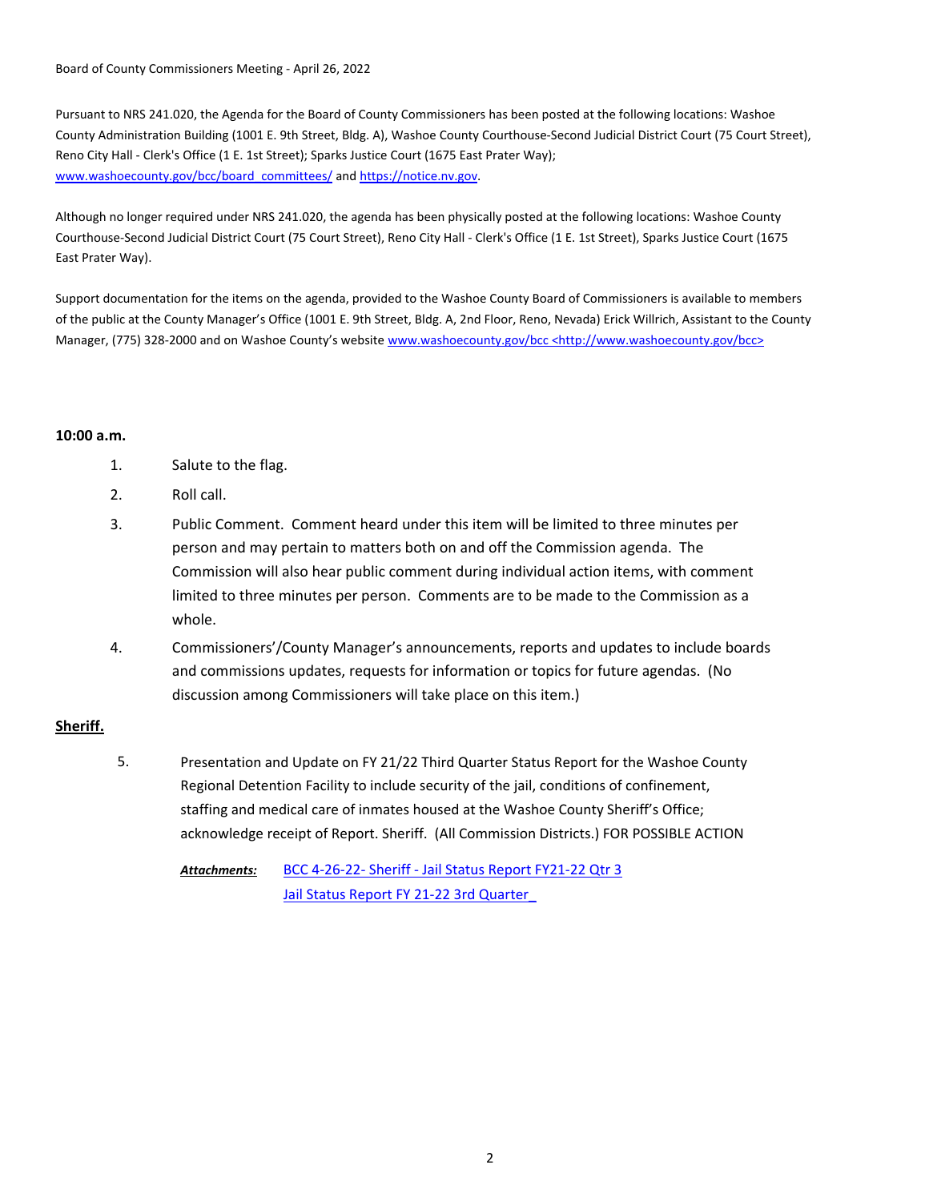Board of County Commissioners Meeting - April 26, 2022

Pursuant to NRS 241.020, the Agenda for the Board of County Commissioners has been posted at the following locations: Washoe County Administration Building (1001 E. 9th Street, Bldg. A), Washoe County Courthouse-Second Judicial District Court (75 Court Street), Reno City Hall - Clerk's Office (1 E. 1st Street); Sparks Justice Court (1675 East Prater Way); www.washoecounty.gov/bcc/board_committees/ and https://notice.nv.gov.

Although no longer required under NRS 241.020, the agenda has been physically posted at the following locations: Washoe County Courthouse-Second Judicial District Court (75 Court Street), Reno City Hall - Clerk's Office (1 E. 1st Street), Sparks Justice Court (1675 East Prater Way).

Support documentation for the items on the agenda, provided to the Washoe County Board of Commissioners is available to members of the public at the County Manager's Office (1001 E. 9th Street, Bldg. A, 2nd Floor, Reno, Nevada) Erick Willrich, Assistant to the County Manager, (775) 328-2000 and on Washoe County's website www.washoecounty.gov/bcc <http://www.washoecounty.gov/bcc>

**10:00 a.m.**

1. Salute to the flag.
2. Roll call.
3. Public Comment. Comment heard under this item will be limited to three minutes per person and may pertain to matters both on and off the Commission agenda. The Commission will also hear public comment during individual action items, with comment limited to three minutes per person. Comments are to be made to the Commission as a whole.
4. Commissioners'/County Manager's announcements, reports and updates to include boards and commissions updates, requests for information or topics for future agendas. (No discussion among Commissioners will take place on this item.)

**Sheriff.**

5. Presentation and Update on FY 21/22 Third Quarter Status Report for the Washoe County Regional Detention Facility to include security of the jail, conditions of confinement, staffing and medical care of inmates housed at the Washoe County Sheriff's Office; acknowledge receipt of Report. Sheriff. (All Commission Districts.) FOR POSSIBLE ACTION

   ***Attachments:*** BCC 4-26-22- Sheriff - Jail Status Report FY21-22 Qtr 3
   Jail Status Report FY 21-22 3rd Quarter_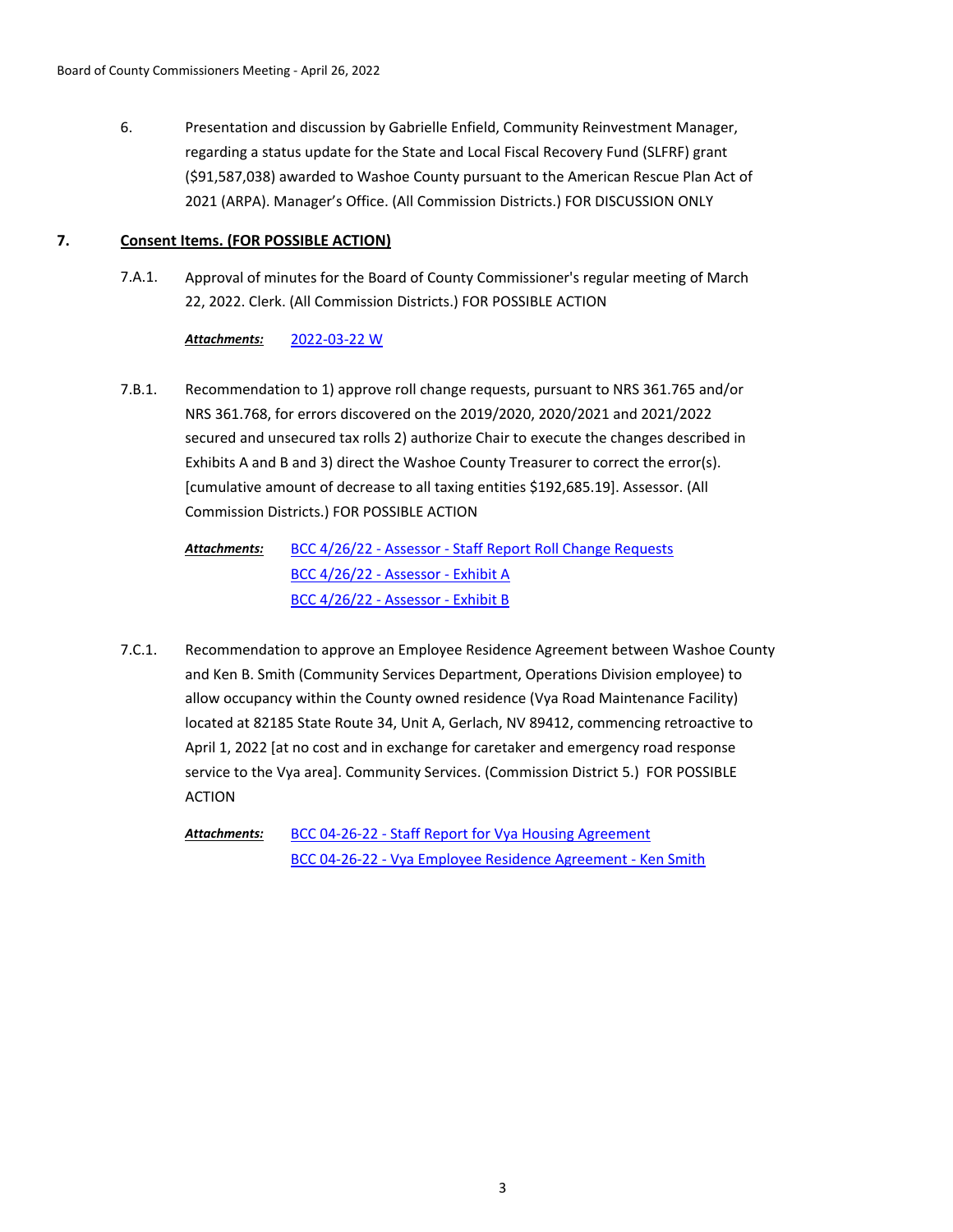6. Presentation and discussion by Gabrielle Enfield, Community Reinvestment Manager, regarding a status update for the State and Local Fiscal Recovery Fund (SLFRF) grant ($91,587,038) awarded to Washoe County pursuant to the American Rescue Plan Act of 2021 (ARPA). Manager's Office. (All Commission Districts.) FOR DISCUSSION ONLY

## 7. Consent Items. (FOR POSSIBLE ACTION)

7.A.1. Approval of minutes for the Board of County Commissioner's regular meeting of March 22, 2022. Clerk. (All Commission Districts.) FOR POSSIBLE ACTION

***Attachments:*** 2022-03-22 W

7.B.1. Recommendation to 1) approve roll change requests, pursuant to NRS 361.765 and/or NRS 361.768, for errors discovered on the 2019/2020, 2020/2021 and 2021/2022 secured and unsecured tax rolls 2) authorize Chair to execute the changes described in Exhibits A and B and 3) direct the Washoe County Treasurer to correct the error(s). [cumulative amount of decrease to all taxing entities $192,685.19]. Assessor. (All Commission Districts.) FOR POSSIBLE ACTION

***Attachments:*** BCC 4/26/22 - Assessor - Staff Report Roll Change Requests
BCC 4/26/22 - Assessor - Exhibit A
BCC 4/26/22 - Assessor - Exhibit B

7.C.1. Recommendation to approve an Employee Residence Agreement between Washoe County and Ken B. Smith (Community Services Department, Operations Division employee) to allow occupancy within the County owned residence (Vya Road Maintenance Facility) located at 82185 State Route 34, Unit A, Gerlach, NV 89412, commencing retroactive to April 1, 2022 [at no cost and in exchange for caretaker and emergency road response service to the Vya area]. Community Services. (Commission District 5.) FOR POSSIBLE ACTION

***Attachments:*** BCC 04-26-22 - Staff Report for Vya Housing Agreement
BCC 04-26-22 - Vya Employee Residence Agreement - Ken Smith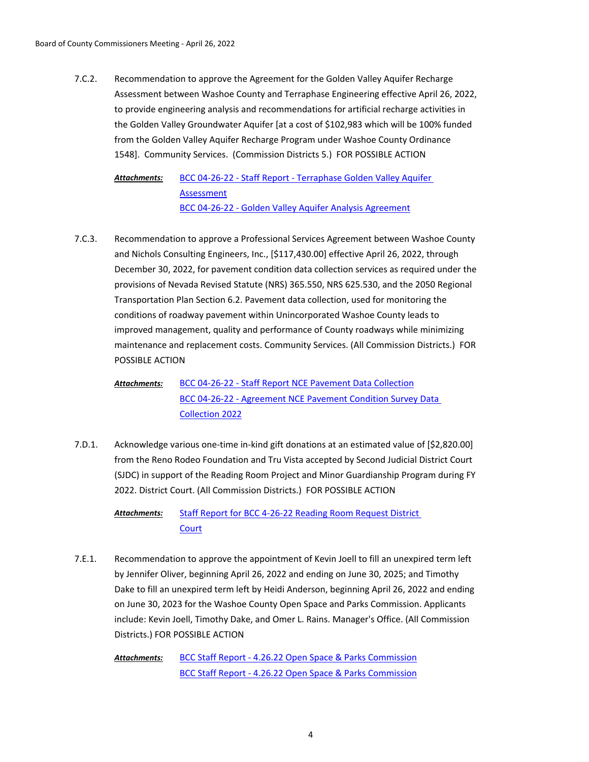7.C.2. Recommendation to approve the Agreement for the Golden Valley Aquifer Recharge Assessment between Washoe County and Terraphase Engineering effective April 26, 2022, to provide engineering analysis and recommendations for artificial recharge activities in the Golden Valley Groundwater Aquifer [at a cost of $102,983 which will be 100% funded from the Golden Valley Aquifer Recharge Program under Washoe County Ordinance 1548]. Community Services. (Commission Districts 5.) FOR POSSIBLE ACTION

***Attachments:*** BCC 04-26-22 - Staff Report - Terraphase Golden Valley Aquifer Assessment
BCC 04-26-22 - Golden Valley Aquifer Analysis Agreement

7.C.3. Recommendation to approve a Professional Services Agreement between Washoe County and Nichols Consulting Engineers, Inc., [$117,430.00] effective April 26, 2022, through December 30, 2022, for pavement condition data collection services as required under the provisions of Nevada Revised Statute (NRS) 365.550, NRS 625.530, and the 2050 Regional Transportation Plan Section 6.2. Pavement data collection, used for monitoring the conditions of roadway pavement within Unincorporated Washoe County leads to improved management, quality and performance of County roadways while minimizing maintenance and replacement costs. Community Services. (All Commission Districts.) FOR POSSIBLE ACTION

***Attachments:*** BCC 04-26-22 - Staff Report NCE Pavement Data Collection
BCC 04-26-22 - Agreement NCE Pavement Condition Survey Data Collection 2022

7.D.1. Acknowledge various one-time in-kind gift donations at an estimated value of [$2,820.00] from the Reno Rodeo Foundation and Tru Vista accepted by Second Judicial District Court (SJDC) in support of the Reading Room Project and Minor Guardianship Program during FY 2022. District Court. (All Commission Districts.) FOR POSSIBLE ACTION

***Attachments:*** Staff Report for BCC 4-26-22 Reading Room Request District Court

7.E.1. Recommendation to approve the appointment of Kevin Joell to fill an unexpired term left by Jennifer Oliver, beginning April 26, 2022 and ending on June 30, 2025; and Timothy Dake to fill an unexpired term left by Heidi Anderson, beginning April 26, 2022 and ending on June 30, 2023 for the Washoe County Open Space and Parks Commission. Applicants include: Kevin Joell, Timothy Dake, and Omer L. Rains. Manager's Office. (All Commission Districts.) FOR POSSIBLE ACTION

***Attachments:*** BCC Staff Report - 4.26.22 Open Space & Parks Commission
BCC Staff Report - 4.26.22 Open Space & Parks Commission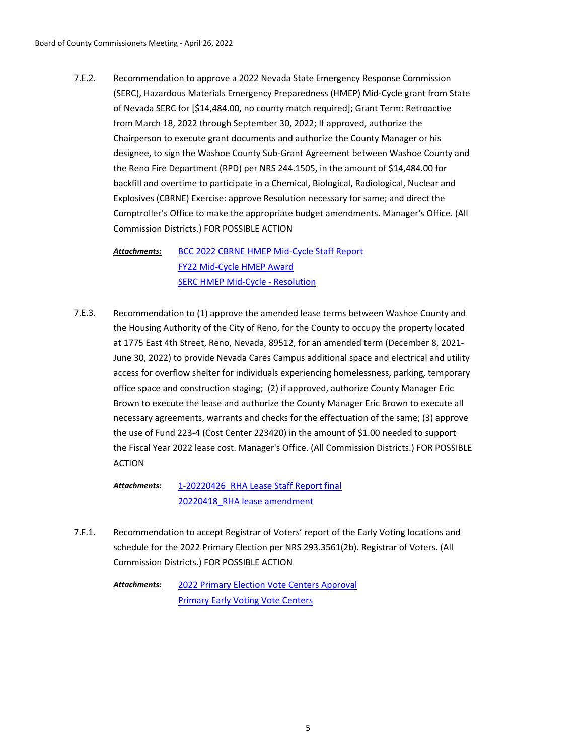7.E.2. Recommendation to approve a 2022 Nevada State Emergency Response Commission (SERC), Hazardous Materials Emergency Preparedness (HMEP) Mid-Cycle grant from State of Nevada SERC for [$14,484.00, no county match required]; Grant Term: Retroactive from March 18, 2022 through September 30, 2022; If approved, authorize the Chairperson to execute grant documents and authorize the County Manager or his designee, to sign the Washoe County Sub-Grant Agreement between Washoe County and the Reno Fire Department (RPD) per NRS 244.1505, in the amount of $14,484.00 for backfill and overtime to participate in a Chemical, Biological, Radiological, Nuclear and Explosives (CBRNE) Exercise: approve Resolution necessary for same; and direct the Comptroller's Office to make the appropriate budget amendments. Manager's Office. (All Commission Districts.) FOR POSSIBLE ACTION

***Attachments:*** BCC 2022 CBRNE HMEP Mid-Cycle Staff Report
FY22 Mid-Cycle HMEP Award
SERC HMEP Mid-Cycle - Resolution

7.E.3. Recommendation to (1) approve the amended lease terms between Washoe County and the Housing Authority of the City of Reno, for the County to occupy the property located at 1775 East 4th Street, Reno, Nevada, 89512, for an amended term (December 8, 2021-June 30, 2022) to provide Nevada Cares Campus additional space and electrical and utility access for overflow shelter for individuals experiencing homelessness, parking, temporary office space and construction staging; (2) if approved, authorize County Manager Eric Brown to execute the lease and authorize the County Manager Eric Brown to execute all necessary agreements, warrants and checks for the effectuation of the same; (3) approve the use of Fund 223-4 (Cost Center 223420) in the amount of $1.00 needed to support the Fiscal Year 2022 lease cost. Manager's Office. (All Commission Districts.) FOR POSSIBLE ACTION

***Attachments:*** 1-20220426_RHA Lease Staff Report final
20220418_RHA lease amendment

7.F.1. Recommendation to accept Registrar of Voters' report of the Early Voting locations and schedule for the 2022 Primary Election per NRS 293.3561(2b). Registrar of Voters. (All Commission Districts.) FOR POSSIBLE ACTION

***Attachments:*** 2022 Primary Election Vote Centers Approval
Primary Early Voting Vote Centers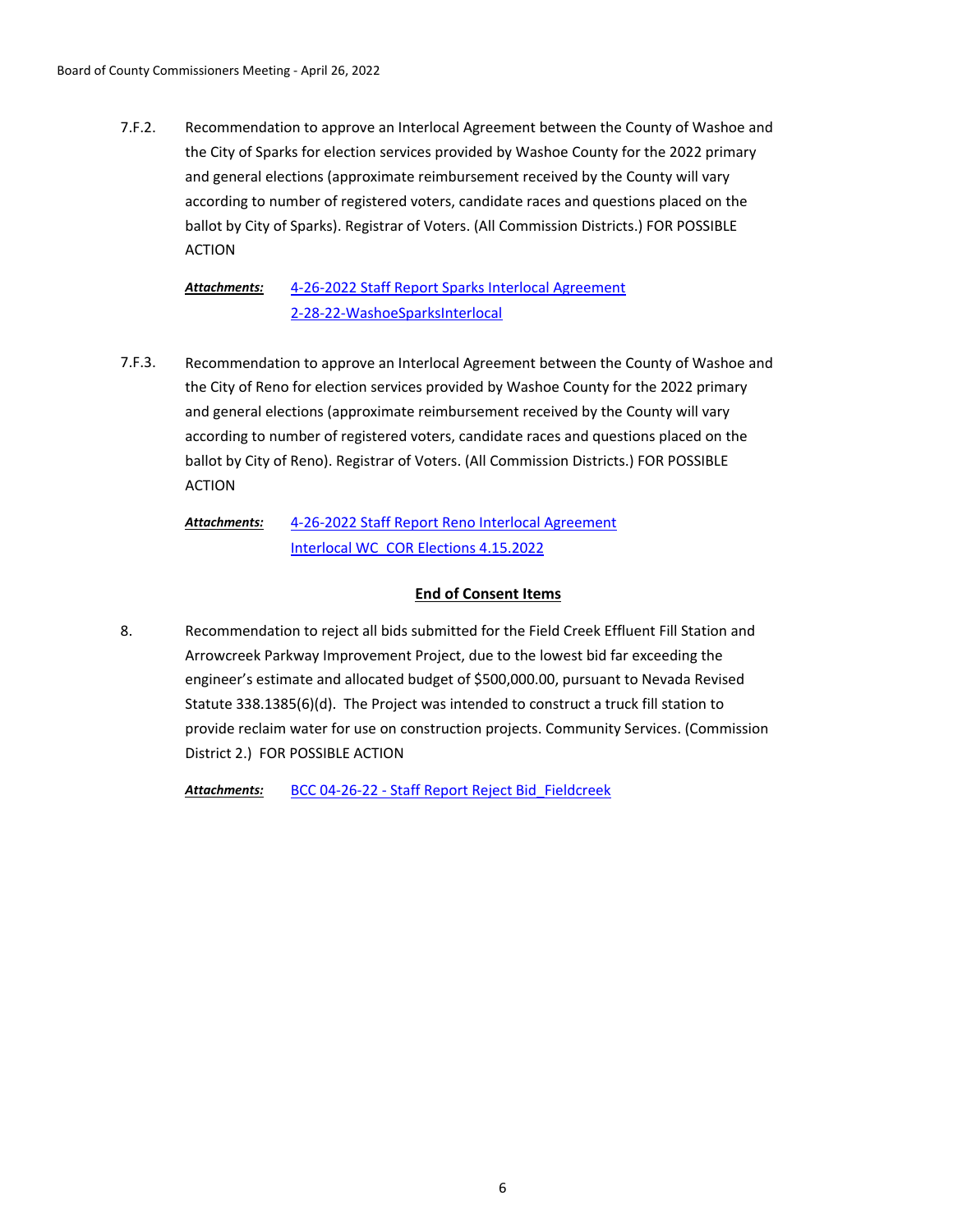7.F.2. Recommendation to approve an Interlocal Agreement between the County of Washoe and the City of Sparks for election services provided by Washoe County for the 2022 primary and general elections (approximate reimbursement received by the County will vary according to number of registered voters, candidate races and questions placed on the ballot by City of Sparks). Registrar of Voters. (All Commission Districts.) FOR POSSIBLE ACTION

***Attachments:*** 4-26-2022 Staff Report Sparks Interlocal Agreement
2-28-22-WashoeSparksInterlocal

7.F.3. Recommendation to approve an Interlocal Agreement between the County of Washoe and the City of Reno for election services provided by Washoe County for the 2022 primary and general elections (approximate reimbursement received by the County will vary according to number of registered voters, candidate races and questions placed on the ballot by City of Reno). Registrar of Voters. (All Commission Districts.) FOR POSSIBLE ACTION

***Attachments:*** 4-26-2022 Staff Report Reno Interlocal Agreement
Interlocal WC_COR Elections 4.15.2022

**End of Consent Items**

8. Recommendation to reject all bids submitted for the Field Creek Effluent Fill Station and Arrowcreek Parkway Improvement Project, due to the lowest bid far exceeding the engineer's estimate and allocated budget of $500,000.00, pursuant to Nevada Revised Statute 338.1385(6)(d). The Project was intended to construct a truck fill station to provide reclaim water for use on construction projects. Community Services. (Commission District 2.) FOR POSSIBLE ACTION

***Attachments:*** BCC 04-26-22 - Staff Report Reject Bid_Fieldcreek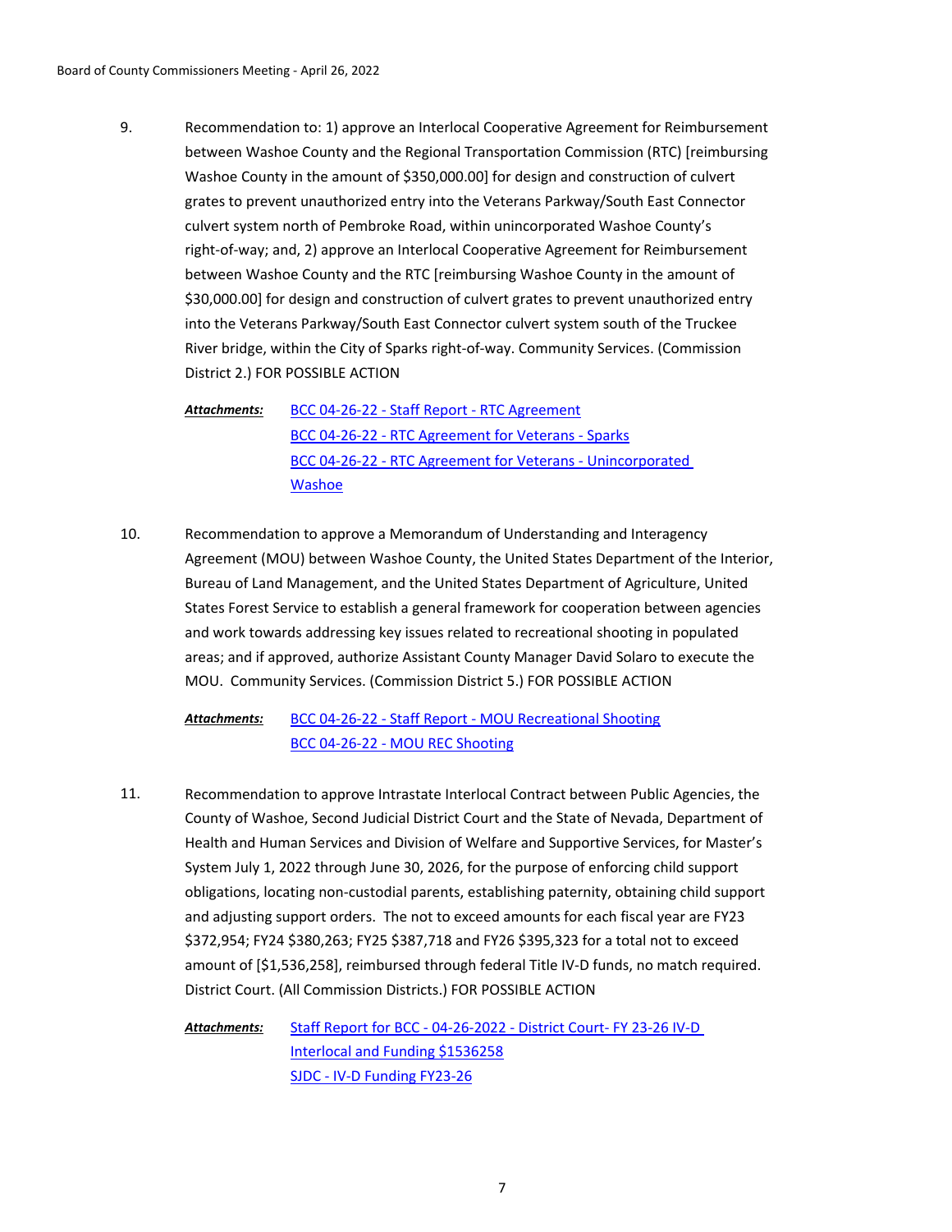9. Recommendation to: 1) approve an Interlocal Cooperative Agreement for Reimbursement between Washoe County and the Regional Transportation Commission (RTC) [reimbursing Washoe County in the amount of $350,000.00] for design and construction of culvert grates to prevent unauthorized entry into the Veterans Parkway/South East Connector culvert system north of Pembroke Road, within unincorporated Washoe County's right-of-way; and, 2) approve an Interlocal Cooperative Agreement for Reimbursement between Washoe County and the RTC [reimbursing Washoe County in the amount of $30,000.00] for design and construction of culvert grates to prevent unauthorized entry into the Veterans Parkway/South East Connector culvert system south of the Truckee River bridge, within the City of Sparks right-of-way. Community Services. (Commission District 2.) FOR POSSIBLE ACTION

   ***Attachments:*** BCC 04-26-22 - Staff Report - RTC Agreement
   BCC 04-26-22 - RTC Agreement for Veterans - Sparks
   BCC 04-26-22 - RTC Agreement for Veterans - Unincorporated Washoe

10. Recommendation to approve a Memorandum of Understanding and Interagency Agreement (MOU) between Washoe County, the United States Department of the Interior, Bureau of Land Management, and the United States Department of Agriculture, United States Forest Service to establish a general framework for cooperation between agencies and work towards addressing key issues related to recreational shooting in populated areas; and if approved, authorize Assistant County Manager David Solaro to execute the MOU. Community Services. (Commission District 5.) FOR POSSIBLE ACTION

    ***Attachments:*** BCC 04-26-22 - Staff Report - MOU Recreational Shooting
    BCC 04-26-22 - MOU REC Shooting

11. Recommendation to approve Intrastate Interlocal Contract between Public Agencies, the County of Washoe, Second Judicial District Court and the State of Nevada, Department of Health and Human Services and Division of Welfare and Supportive Services, for Master's System July 1, 2022 through June 30, 2026, for the purpose of enforcing child support obligations, locating non-custodial parents, establishing paternity, obtaining child support and adjusting support orders. The not to exceed amounts for each fiscal year are FY23 $372,954; FY24 $380,263; FY25 $387,718 and FY26 $395,323 for a total not to exceed amount of [$1,536,258], reimbursed through federal Title IV-D funds, no match required. District Court. (All Commission Districts.) FOR POSSIBLE ACTION

    ***Attachments:*** Staff Report for BCC - 04-26-2022 - District Court- FY 23-26 IV-D Interlocal and Funding $1536258
    SJDC - IV-D Funding FY23-26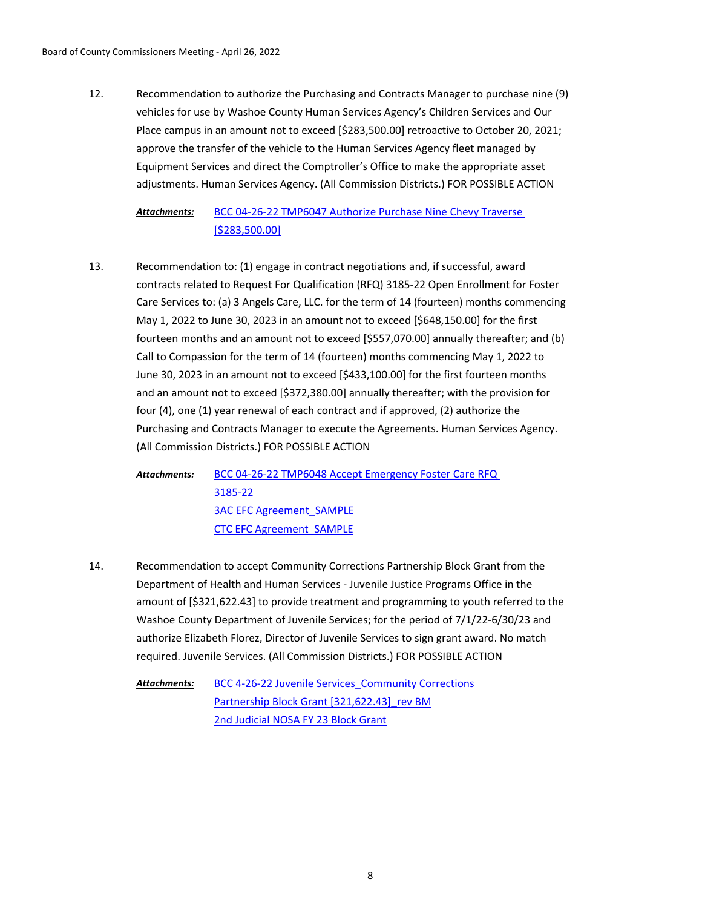12. Recommendation to authorize the Purchasing and Contracts Manager to purchase nine (9) vehicles for use by Washoe County Human Services Agency's Children Services and Our Place campus in an amount not to exceed [$283,500.00] retroactive to October 20, 2021; approve the transfer of the vehicle to the Human Services Agency fleet managed by Equipment Services and direct the Comptroller's Office to make the appropriate asset adjustments. Human Services Agency. (All Commission Districts.) FOR POSSIBLE ACTION

    ***Attachments:*** BCC 04-26-22 TMP6047 Authorize Purchase Nine Chevy Traverse [$283,500.00]

13. Recommendation to: (1) engage in contract negotiations and, if successful, award contracts related to Request For Qualification (RFQ) 3185-22 Open Enrollment for Foster Care Services to: (a) 3 Angels Care, LLC. for the term of 14 (fourteen) months commencing May 1, 2022 to June 30, 2023 in an amount not to exceed [$648,150.00] for the first fourteen months and an amount not to exceed [$557,070.00] annually thereafter; and (b) Call to Compassion for the term of 14 (fourteen) months commencing May 1, 2022 to June 30, 2023 in an amount not to exceed [$433,100.00] for the first fourteen months and an amount not to exceed [$372,380.00] annually thereafter; with the provision for four (4), one (1) year renewal of each contract and if approved, (2) authorize the Purchasing and Contracts Manager to execute the Agreements. Human Services Agency. (All Commission Districts.) FOR POSSIBLE ACTION

    ***Attachments:*** BCC 04-26-22 TMP6048 Accept Emergency Foster Care RFQ 3185-22
    3AC EFC Agreement_SAMPLE
    CTC EFC Agreement_SAMPLE

14. Recommendation to accept Community Corrections Partnership Block Grant from the Department of Health and Human Services - Juvenile Justice Programs Office in the amount of [$321,622.43] to provide treatment and programming to youth referred to the Washoe County Department of Juvenile Services; for the period of 7/1/22-6/30/23 and authorize Elizabeth Florez, Director of Juvenile Services to sign grant award. No match required. Juvenile Services. (All Commission Districts.) FOR POSSIBLE ACTION

    ***Attachments:*** BCC 4-26-22 Juvenile Services_Community Corrections Partnership Block Grant [321,622.43]_rev BM
    2nd Judicial NOSA FY 23 Block Grant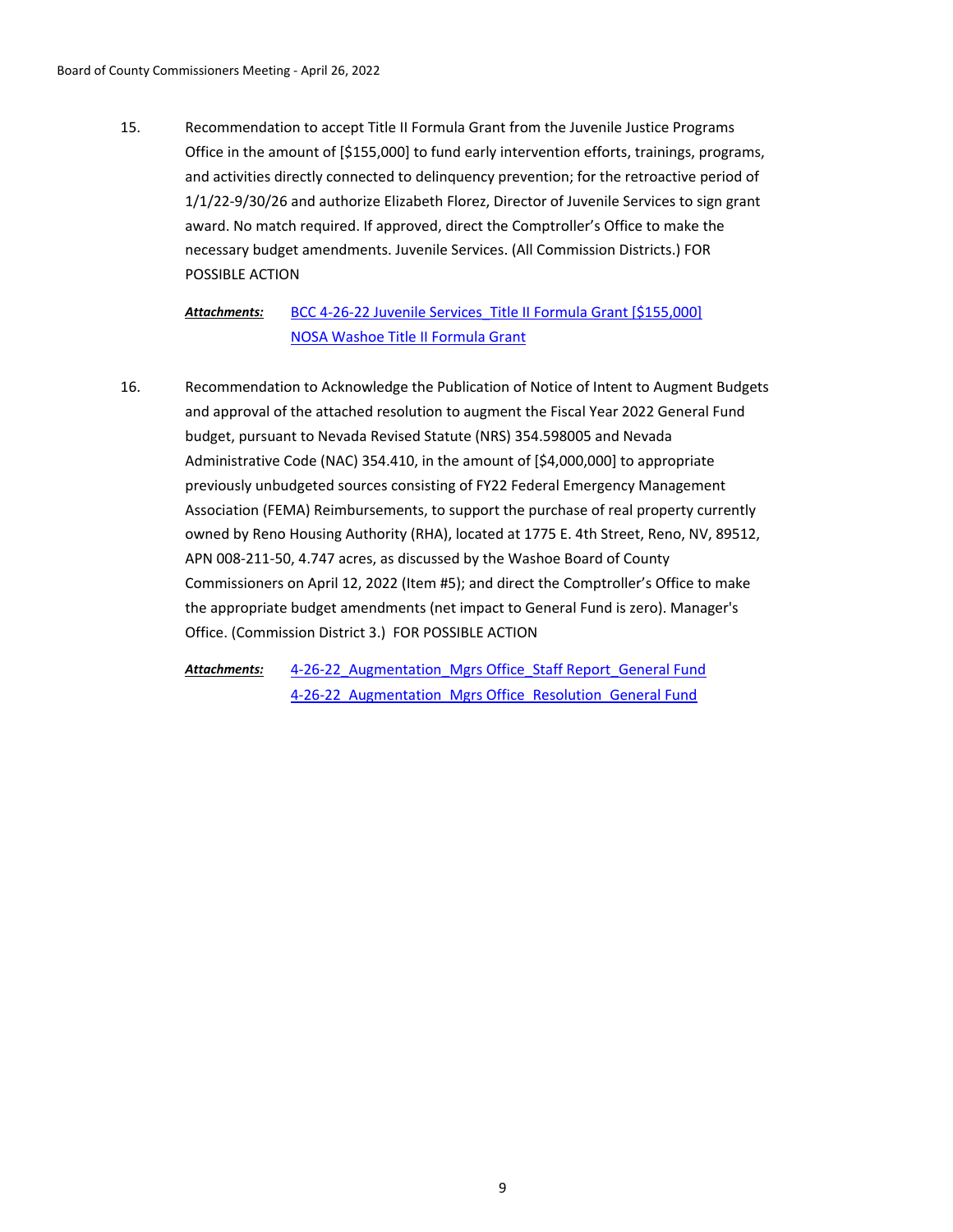15. Recommendation to accept Title II Formula Grant from the Juvenile Justice Programs Office in the amount of [$155,000] to fund early intervention efforts, trainings, programs, and activities directly connected to delinquency prevention; for the retroactive period of 1/1/22-9/30/26 and authorize Elizabeth Florez, Director of Juvenile Services to sign grant award. No match required. If approved, direct the Comptroller's Office to make the necessary budget amendments. Juvenile Services. (All Commission Districts.) FOR POSSIBLE ACTION

    ***Attachments:*** BCC 4-26-22 Juvenile Services_Title II Formula Grant [$155,000]
    NOSA Washoe Title II Formula Grant

16. Recommendation to Acknowledge the Publication of Notice of Intent to Augment Budgets and approval of the attached resolution to augment the Fiscal Year 2022 General Fund budget, pursuant to Nevada Revised Statute (NRS) 354.598005 and Nevada Administrative Code (NAC) 354.410, in the amount of [$4,000,000] to appropriate previously unbudgeted sources consisting of FY22 Federal Emergency Management Association (FEMA) Reimbursements, to support the purchase of real property currently owned by Reno Housing Authority (RHA), located at 1775 E. 4th Street, Reno, NV, 89512, APN 008-211-50, 4.747 acres, as discussed by the Washoe Board of County Commissioners on April 12, 2022 (Item #5); and direct the Comptroller's Office to make the appropriate budget amendments (net impact to General Fund is zero). Manager's Office. (Commission District 3.) FOR POSSIBLE ACTION

    ***Attachments:*** 4-26-22_Augmentation_Mgrs Office_Staff Report_General Fund
    4-26-22_Augmentation_Mgrs Office_Resolution_General Fund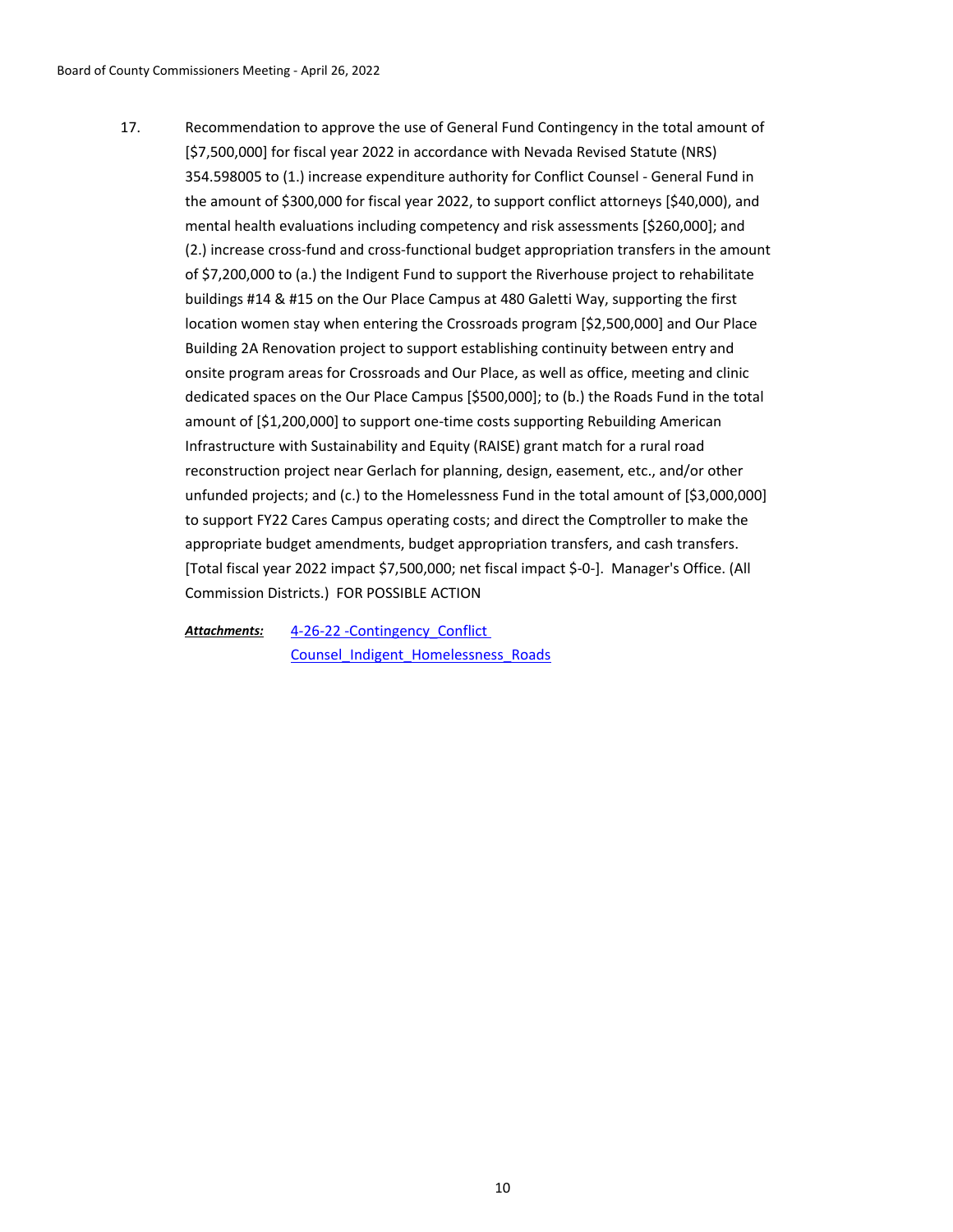17. Recommendation to approve the use of General Fund Contingency in the total amount of [$7,500,000] for fiscal year 2022 in accordance with Nevada Revised Statute (NRS) 354.598005 to (1.) increase expenditure authority for Conflict Counsel - General Fund in the amount of $300,000 for fiscal year 2022, to support conflict attorneys [$40,000), and mental health evaluations including competency and risk assessments [$260,000]; and (2.) increase cross-fund and cross-functional budget appropriation transfers in the amount of $7,200,000 to (a.) the Indigent Fund to support the Riverhouse project to rehabilitate buildings #14 & #15 on the Our Place Campus at 480 Galetti Way, supporting the first location women stay when entering the Crossroads program [$2,500,000] and Our Place Building 2A Renovation project to support establishing continuity between entry and onsite program areas for Crossroads and Our Place, as well as office, meeting and clinic dedicated spaces on the Our Place Campus [$500,000]; to (b.) the Roads Fund in the total amount of [$1,200,000] to support one-time costs supporting Rebuilding American Infrastructure with Sustainability and Equity (RAISE) grant match for a rural road reconstruction project near Gerlach for planning, design, easement, etc., and/or other unfunded projects; and (c.) to the Homelessness Fund in the total amount of [$3,000,000] to support FY22 Cares Campus operating costs; and direct the Comptroller to make the appropriate budget amendments, budget appropriation transfers, and cash transfers. [Total fiscal year 2022 impact $7,500,000; net fiscal impact $-0-]. Manager's Office. (All Commission Districts.) FOR POSSIBLE ACTION

***Attachments:*** 4-26-22 -Contingency_Conflict Counsel_Indigent_Homelessness_Roads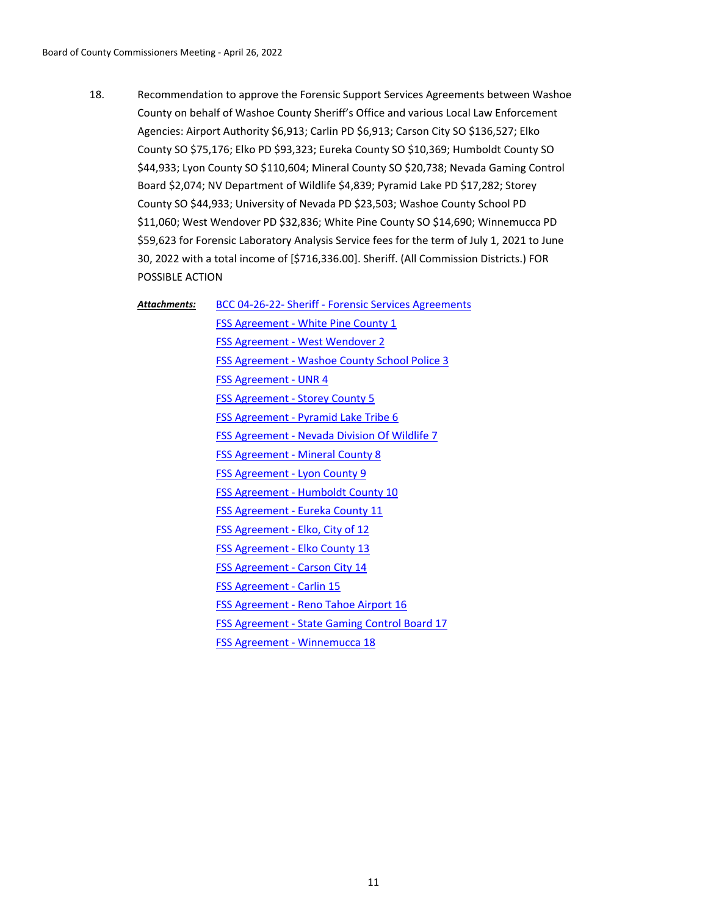18. Recommendation to approve the Forensic Support Services Agreements between Washoe County on behalf of Washoe County Sheriff's Office and various Local Law Enforcement Agencies: Airport Authority $6,913; Carlin PD $6,913; Carson City SO $136,527; Elko County SO $75,176; Elko PD $93,323; Eureka County SO $10,369; Humboldt County SO $44,933; Lyon County SO $110,604; Mineral County SO $20,738; Nevada Gaming Control Board $2,074; NV Department of Wildlife $4,839; Pyramid Lake PD $17,282; Storey County SO $44,933; University of Nevada PD $23,503; Washoe County School PD $11,060; West Wendover PD $32,836; White Pine County SO $14,690; Winnemucca PD $59,623 for Forensic Laboratory Analysis Service fees for the term of July 1, 2021 to June 30, 2022 with a total income of [$716,336.00]. Sheriff. (All Commission Districts.) FOR POSSIBLE ACTION

***Attachments:*** BCC 04-26-22- Sheriff - Forensic Services Agreements
FSS Agreement - White Pine County 1
FSS Agreement - West Wendover 2
FSS Agreement - Washoe County School Police 3
FSS Agreement - UNR 4
FSS Agreement - Storey County 5
FSS Agreement - Pyramid Lake Tribe 6
FSS Agreement - Nevada Division Of Wildlife 7
FSS Agreement - Mineral County 8
FSS Agreement - Lyon County 9
FSS Agreement - Humboldt County 10
FSS Agreement - Eureka County 11
FSS Agreement - Elko, City of 12
FSS Agreement - Elko County 13
FSS Agreement - Carson City 14
FSS Agreement - Carlin 15
FSS Agreement - Reno Tahoe Airport 16
FSS Agreement - State Gaming Control Board 17
FSS Agreement - Winnemucca 18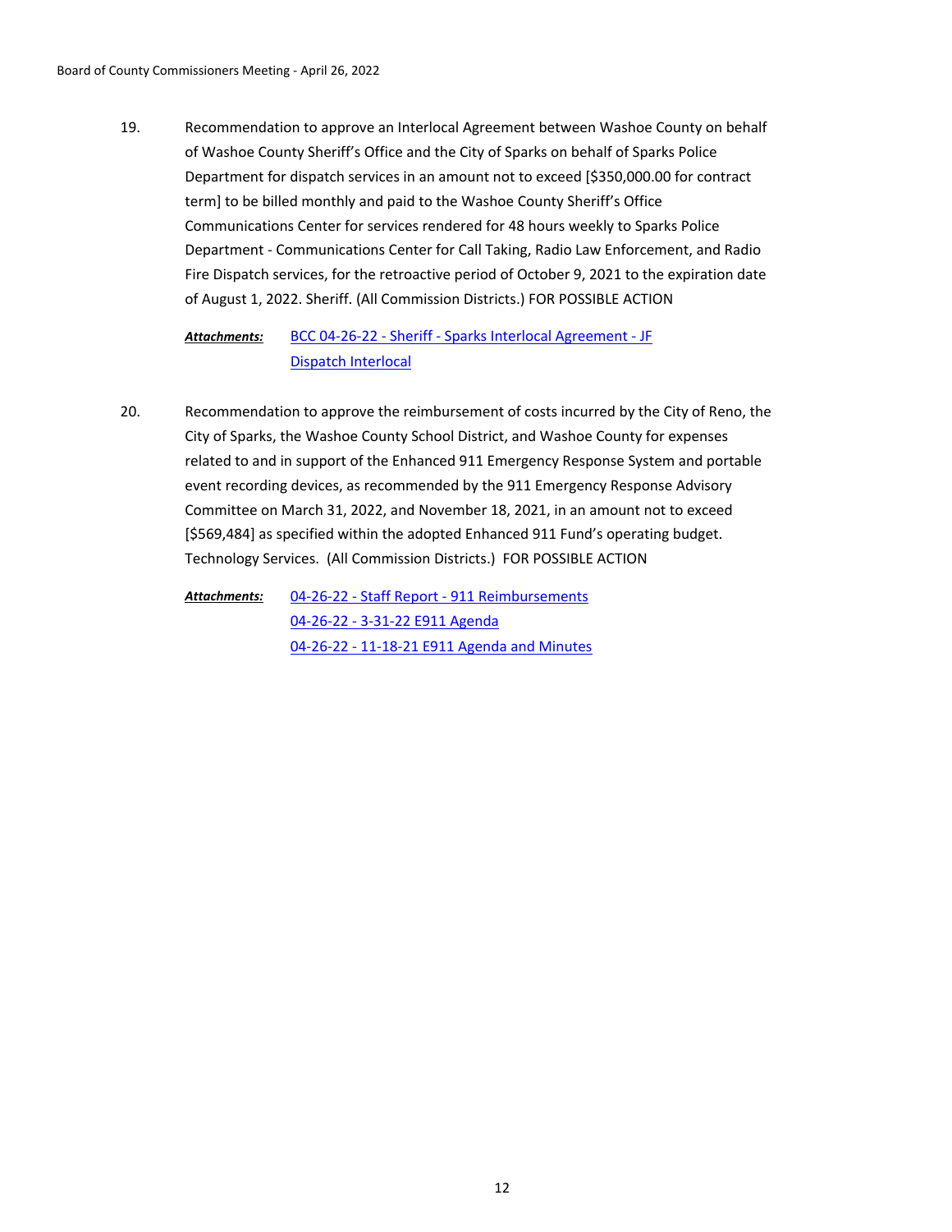19. Recommendation to approve an Interlocal Agreement between Washoe County on behalf of Washoe County Sheriff's Office and the City of Sparks on behalf of Sparks Police Department for dispatch services in an amount not to exceed [$350,000.00 for contract term] to be billed monthly and paid to the Washoe County Sheriff's Office Communications Center for services rendered for 48 hours weekly to Sparks Police Department - Communications Center for Call Taking, Radio Law Enforcement, and Radio Fire Dispatch services, for the retroactive period of October 9, 2021 to the expiration date of August 1, 2022. Sheriff. (All Commission Districts.) FOR POSSIBLE ACTION

    ***Attachments:*** BCC 04-26-22 - Sheriff - Sparks Interlocal Agreement - JF
    Dispatch Interlocal

20. Recommendation to approve the reimbursement of costs incurred by the City of Reno, the City of Sparks, the Washoe County School District, and Washoe County for expenses related to and in support of the Enhanced 911 Emergency Response System and portable event recording devices, as recommended by the 911 Emergency Response Advisory Committee on March 31, 2022, and November 18, 2021, in an amount not to exceed [$569,484] as specified within the adopted Enhanced 911 Fund's operating budget. Technology Services. (All Commission Districts.) FOR POSSIBLE ACTION

    ***Attachments:*** 04-26-22 - Staff Report - 911 Reimbursements
    04-26-22 - 3-31-22 E911 Agenda
    04-26-22 - 11-18-21 E911 Agenda and Minutes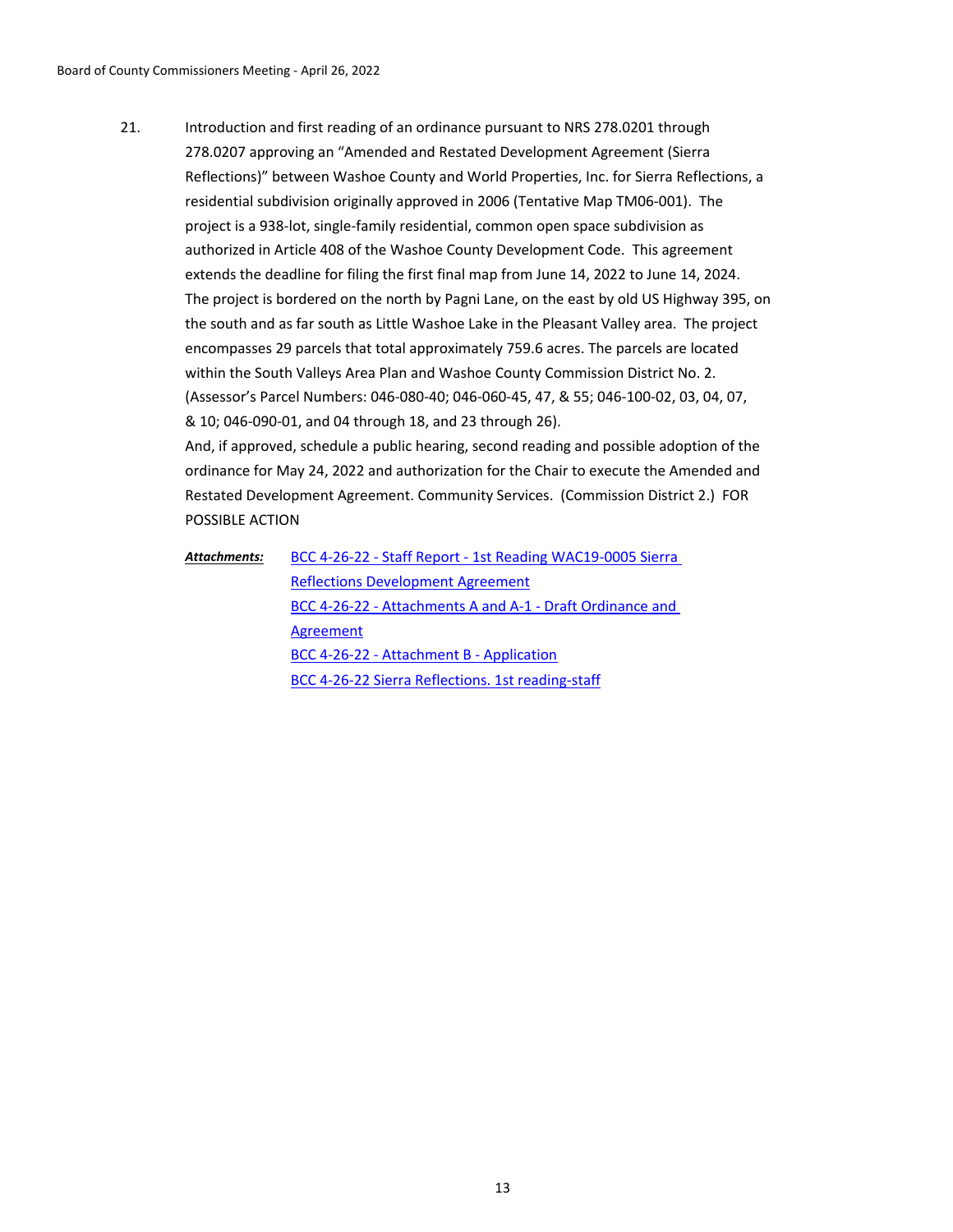21. Introduction and first reading of an ordinance pursuant to NRS 278.0201 through 278.0207 approving an "Amended and Restated Development Agreement (Sierra Reflections)" between Washoe County and World Properties, Inc. for Sierra Reflections, a residential subdivision originally approved in 2006 (Tentative Map TM06-001). The project is a 938-lot, single-family residential, common open space subdivision as authorized in Article 408 of the Washoe County Development Code. This agreement extends the deadline for filing the first final map from June 14, 2022 to June 14, 2024. The project is bordered on the north by Pagni Lane, on the east by old US Highway 395, on the south and as far south as Little Washoe Lake in the Pleasant Valley area. The project encompasses 29 parcels that total approximately 759.6 acres. The parcels are located within the South Valleys Area Plan and Washoe County Commission District No. 2. (Assessor's Parcel Numbers: 046-080-40; 046-060-45, 47, & 55; 046-100-02, 03, 04, 07, & 10; 046-090-01, and 04 through 18, and 23 through 26).
And, if approved, schedule a public hearing, second reading and possible adoption of the ordinance for May 24, 2022 and authorization for the Chair to execute the Amended and Restated Development Agreement. Community Services. (Commission District 2.) FOR POSSIBLE ACTION

***Attachments:***
BCC 4-26-22 - Staff Report - 1st Reading WAC19-0005 Sierra Reflections Development Agreement
BCC 4-26-22 - Attachments A and A-1 - Draft Ordinance and Agreement
BCC 4-26-22 - Attachment B - Application
BCC 4-26-22 Sierra Reflections. 1st reading-staff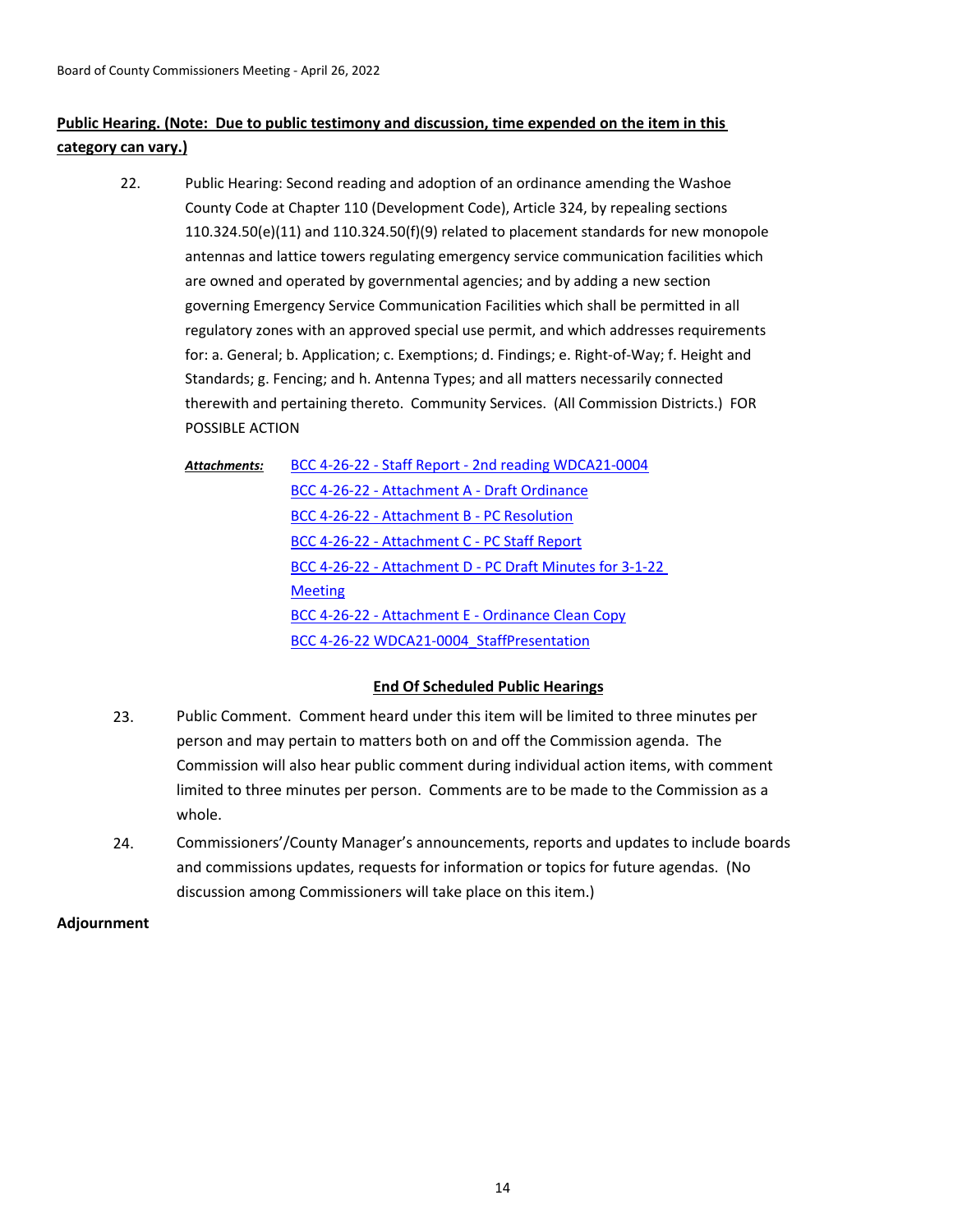**Public Hearing. (Note: Due to public testimony and discussion, time expended on the item in this category can vary.)**

22. Public Hearing: Second reading and adoption of an ordinance amending the Washoe County Code at Chapter 110 (Development Code), Article 324, by repealing sections 110.324.50(e)(11) and 110.324.50(f)(9) related to placement standards for new monopole antennas and lattice towers regulating emergency service communication facilities which are owned and operated by governmental agencies; and by adding a new section governing Emergency Service Communication Facilities which shall be permitted in all regulatory zones with an approved special use permit, and which addresses requirements for: a. General; b. Application; c. Exemptions; d. Findings; e. Right-of-Way; f. Height and Standards; g. Fencing; and h. Antenna Types; and all matters necessarily connected therewith and pertaining thereto. Community Services. (All Commission Districts.) FOR POSSIBLE ACTION

***Attachments:***
- BCC 4-26-22 - Staff Report - 2nd reading WDCA21-0004
- BCC 4-26-22 - Attachment A - Draft Ordinance
- BCC 4-26-22 - Attachment B - PC Resolution
- BCC 4-26-22 - Attachment C - PC Staff Report
- BCC 4-26-22 - Attachment D - PC Draft Minutes for 3-1-22 Meeting
- BCC 4-26-22 - Attachment E - Ordinance Clean Copy
- BCC 4-26-22 WDCA21-0004_StaffPresentation

**End Of Scheduled Public Hearings**

23. Public Comment. Comment heard under this item will be limited to three minutes per person and may pertain to matters both on and off the Commission agenda. The Commission will also hear public comment during individual action items, with comment limited to three minutes per person. Comments are to be made to the Commission as a whole.

24. Commissioners'/County Manager's announcements, reports and updates to include boards and commissions updates, requests for information or topics for future agendas. (No discussion among Commissioners will take place on this item.)

**Adjournment**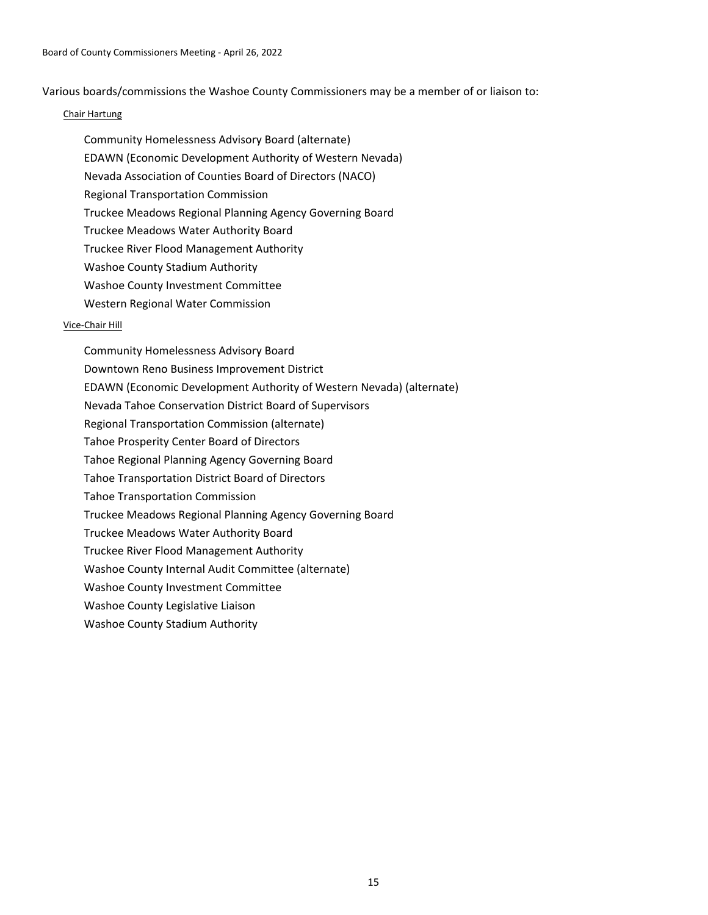Various boards/commissions the Washoe County Commissioners may be a member of or liaison to:

Chair Hartung

- Community Homelessness Advisory Board (alternate)
- EDAWN (Economic Development Authority of Western Nevada)
- Nevada Association of Counties Board of Directors (NACO)
- Regional Transportation Commission
- Truckee Meadows Regional Planning Agency Governing Board
- Truckee Meadows Water Authority Board
- Truckee River Flood Management Authority
- Washoe County Stadium Authority
- Washoe County Investment Committee
- Western Regional Water Commission

Vice-Chair Hill

- Community Homelessness Advisory Board
- Downtown Reno Business Improvement District
- EDAWN (Economic Development Authority of Western Nevada) (alternate)
- Nevada Tahoe Conservation District Board of Supervisors
- Regional Transportation Commission (alternate)
- Tahoe Prosperity Center Board of Directors
- Tahoe Regional Planning Agency Governing Board
- Tahoe Transportation District Board of Directors
- Tahoe Transportation Commission
- Truckee Meadows Regional Planning Agency Governing Board
- Truckee Meadows Water Authority Board
- Truckee River Flood Management Authority
- Washoe County Internal Audit Committee (alternate)
- Washoe County Investment Committee
- Washoe County Legislative Liaison
- Washoe County Stadium Authority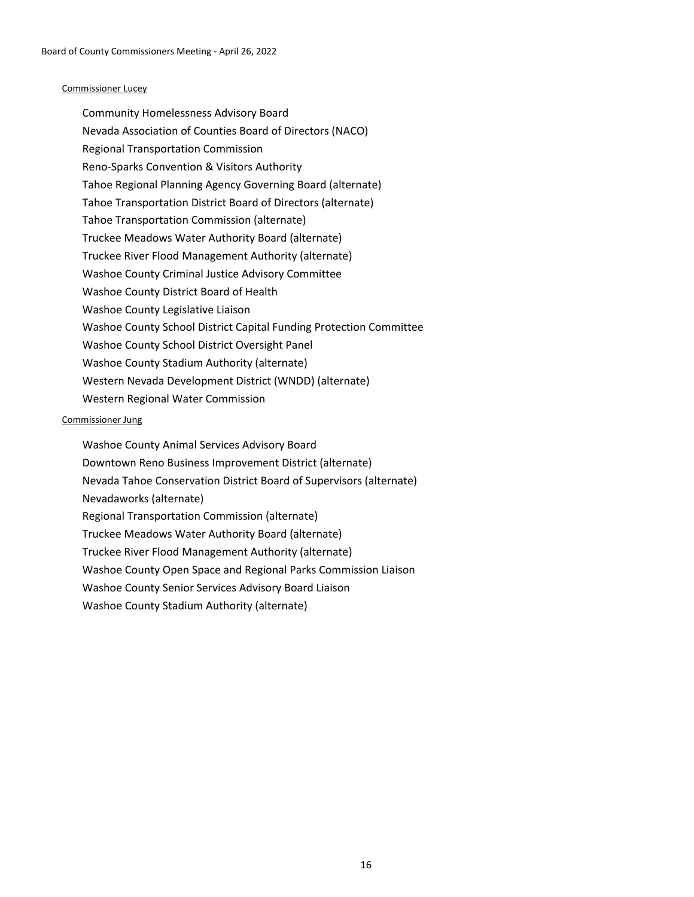Commissioner Lucey

- Community Homelessness Advisory Board
- Nevada Association of Counties Board of Directors (NACO)
- Regional Transportation Commission
- Reno-Sparks Convention & Visitors Authority
- Tahoe Regional Planning Agency Governing Board (alternate)
- Tahoe Transportation District Board of Directors (alternate)
- Tahoe Transportation Commission (alternate)
- Truckee Meadows Water Authority Board (alternate)
- Truckee River Flood Management Authority (alternate)
- Washoe County Criminal Justice Advisory Committee
- Washoe County District Board of Health
- Washoe County Legislative Liaison
- Washoe County School District Capital Funding Protection Committee
- Washoe County School District Oversight Panel
- Washoe County Stadium Authority (alternate)
- Western Nevada Development District (WNDD) (alternate)
- Western Regional Water Commission

Commissioner Jung

- Washoe County Animal Services Advisory Board
- Downtown Reno Business Improvement District (alternate)
- Nevada Tahoe Conservation District Board of Supervisors (alternate)
- Nevadaworks (alternate)
- Regional Transportation Commission (alternate)
- Truckee Meadows Water Authority Board (alternate)
- Truckee River Flood Management Authority (alternate)
- Washoe County Open Space and Regional Parks Commission Liaison
- Washoe County Senior Services Advisory Board Liaison
- Washoe County Stadium Authority (alternate)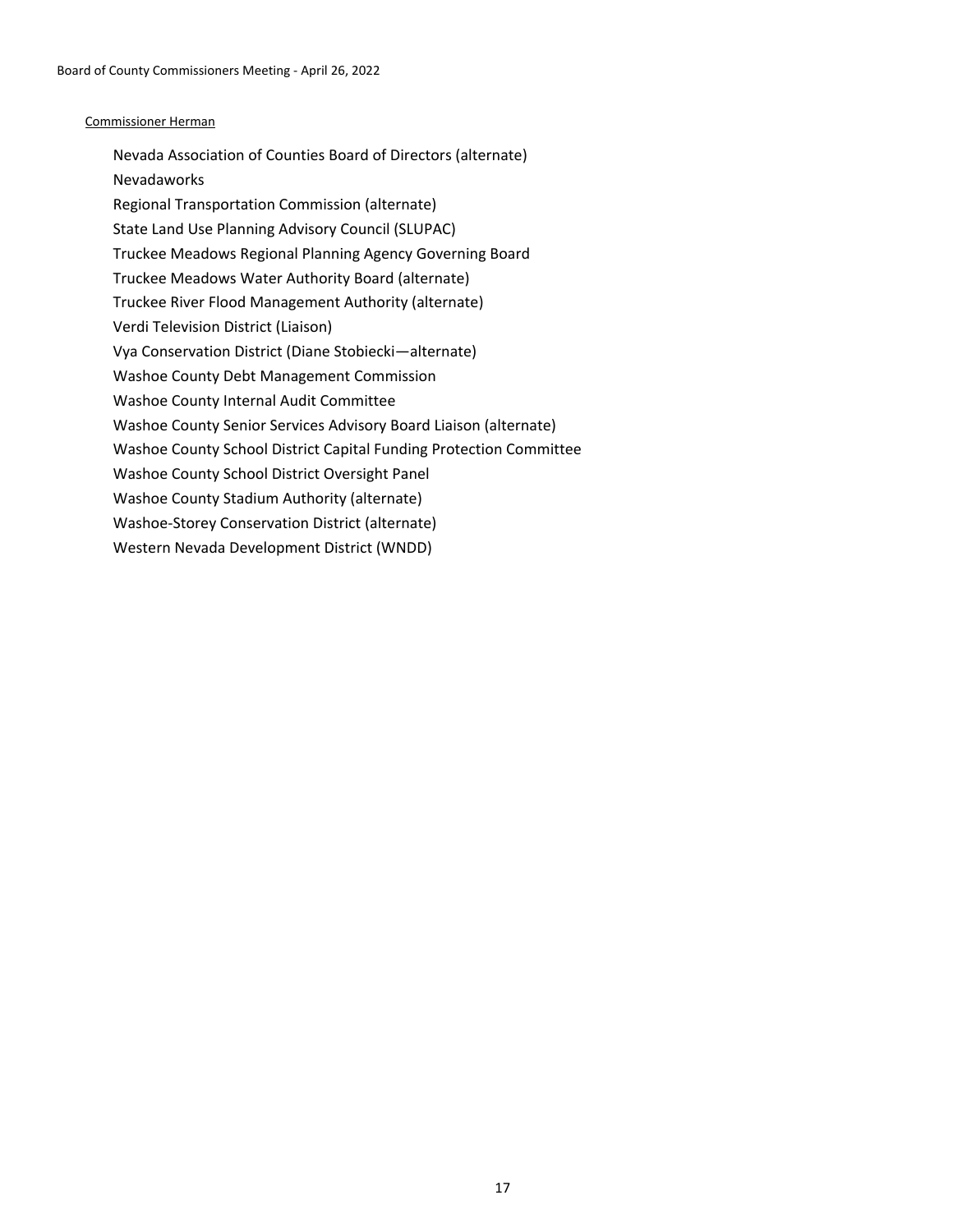Commissioner Herman

Nevada Association of Counties Board of Directors (alternate)
Nevadaworks
Regional Transportation Commission (alternate)
State Land Use Planning Advisory Council (SLUPAC)
Truckee Meadows Regional Planning Agency Governing Board
Truckee Meadows Water Authority Board (alternate)
Truckee River Flood Management Authority (alternate)
Verdi Television District (Liaison)
Vya Conservation District (Diane Stobiecki—alternate)
Washoe County Debt Management Commission
Washoe County Internal Audit Committee
Washoe County Senior Services Advisory Board Liaison (alternate)
Washoe County School District Capital Funding Protection Committee
Washoe County School District Oversight Panel
Washoe County Stadium Authority (alternate)
Washoe-Storey Conservation District (alternate)
Western Nevada Development District (WNDD)